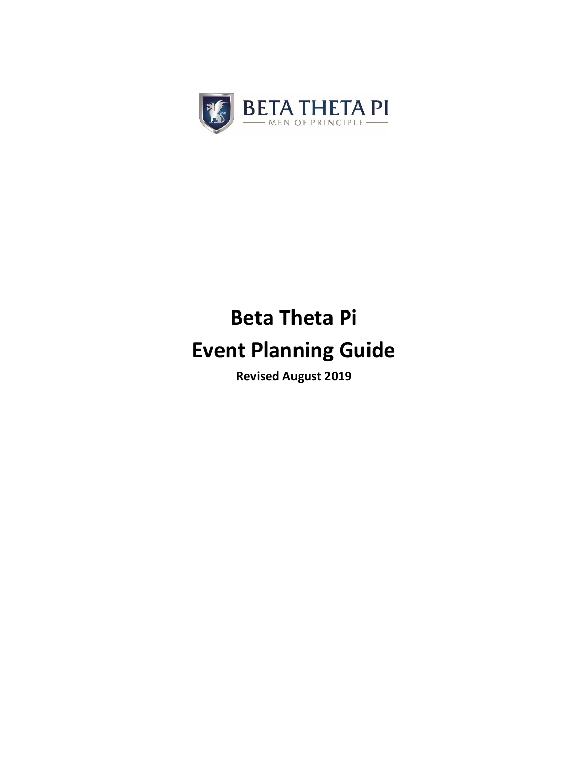BETA THETA PI

MEN OF PRINCIPLE

# Beta Theta Pi
# Event Planning Guide

**Revised August 2019**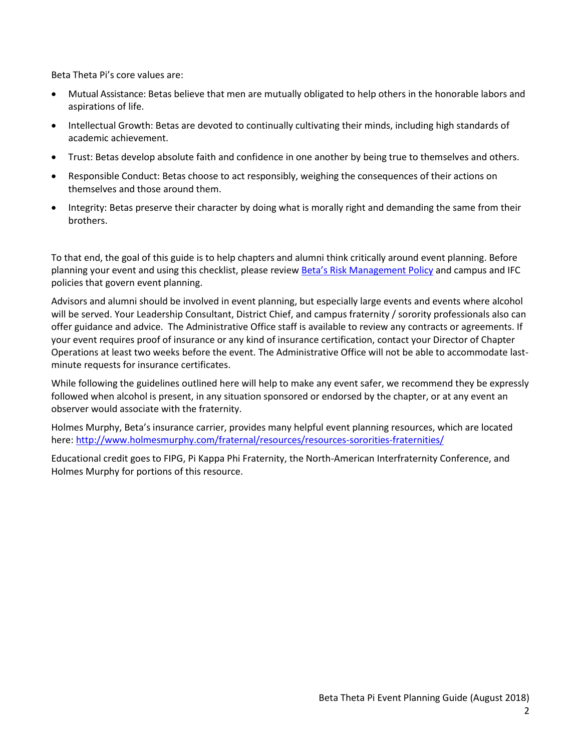Beta Theta Pi's core values are:

- Mutual Assistance: Betas believe that men are mutually obligated to help others in the honorable labors and aspirations of life.
- Intellectual Growth: Betas are devoted to continually cultivating their minds, including high standards of academic achievement.
- Trust: Betas develop absolute faith and confidence in one another by being true to themselves and others.
- Responsible Conduct: Betas choose to act responsibly, weighing the consequences of their actions on themselves and those around them.
- Integrity: Betas preserve their character by doing what is morally right and demanding the same from their brothers.

To that end, the goal of this guide is to help chapters and alumni think critically around event planning. Before planning your event and using this checklist, please review [Beta's Risk Management Policy]() and campus and IFC policies that govern event planning.

Advisors and alumni should be involved in event planning, but especially large events and events where alcohol will be served. Your Leadership Consultant, District Chief, and campus fraternity / sorority professionals also can offer guidance and advice. The Administrative Office staff is available to review any contracts or agreements. If your event requires proof of insurance or any kind of insurance certification, contact your Director of Chapter Operations at least two weeks before the event. The Administrative Office will not be able to accommodate last-minute requests for insurance certificates.

While following the guidelines outlined here will help to make any event safer, we recommend they be expressly followed when alcohol is present, in any situation sponsored or endorsed by the chapter, or at any event an observer would associate with the fraternity.

Holmes Murphy, Beta's insurance carrier, provides many helpful event planning resources, which are located here: [http://www.holmesmurphy.com/fraternal/resources/resources-sororities-fraternities/](http://www.holmesmurphy.com/fraternal/resources/resources-sororities-fraternities/)

Educational credit goes to FIPG, Pi Kappa Phi Fraternity, the North-American Interfraternity Conference, and Holmes Murphy for portions of this resource.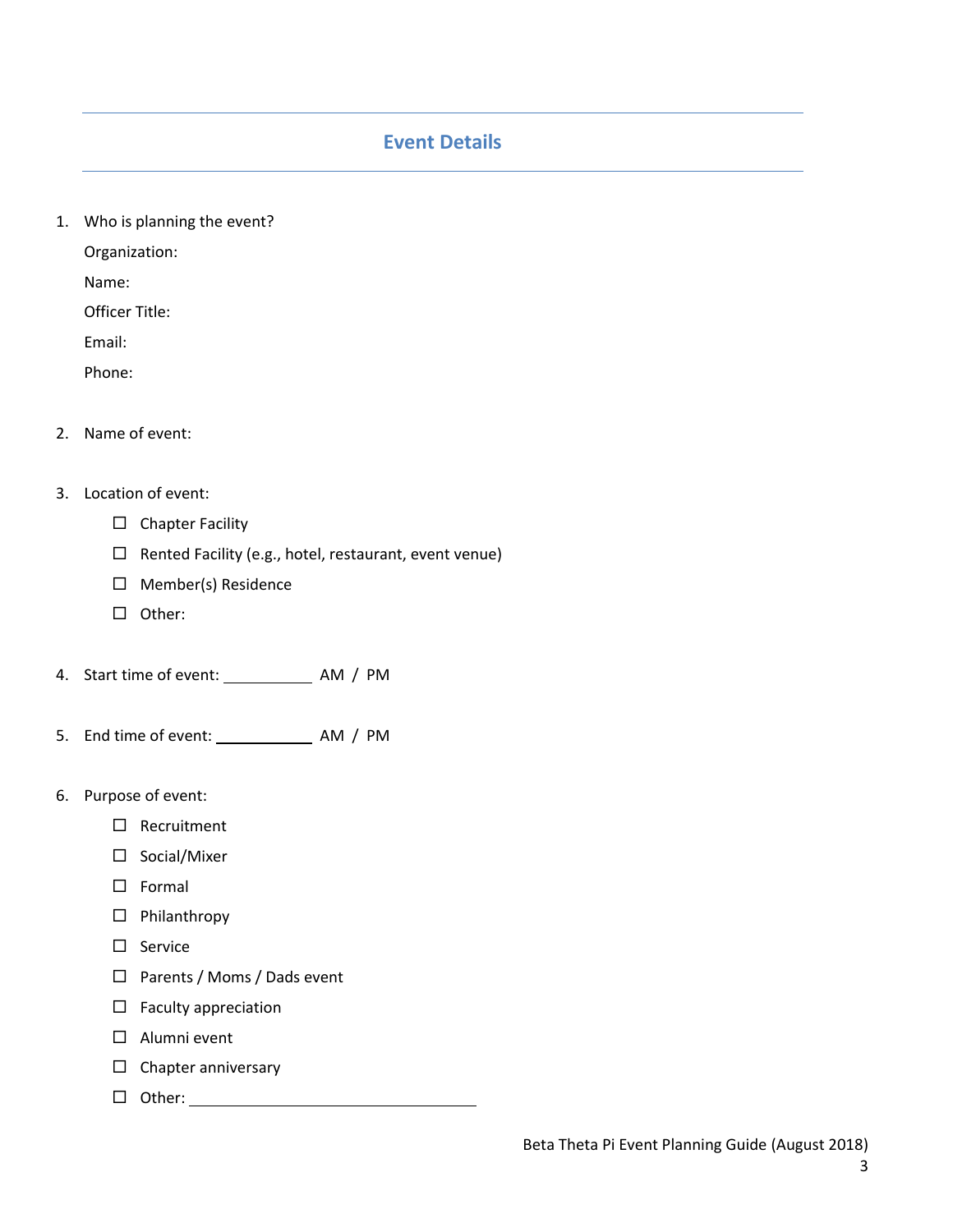## Event Details

1. Who is planning the event?

   Organization:

   Name:

   Officer Title:

   Email:

   Phone:

2. Name of event:

3. Location of event:
   - ☐ Chapter Facility
   - ☐ Rented Facility (e.g., hotel, restaurant, event venue)
   - ☐ Member(s) Residence
   - ☐ Other:

4. Start time of event: __________ AM / PM

5. End time of event: __________ AM / PM

6. Purpose of event:
   - ☐ Recruitment
   - ☐ Social/Mixer
   - ☐ Formal
   - ☐ Philanthropy
   - ☐ Service
   - ☐ Parents / Moms / Dads event
   - ☐ Faculty appreciation
   - ☐ Alumni event
   - ☐ Chapter anniversary
   - ☐ Other: ______________________________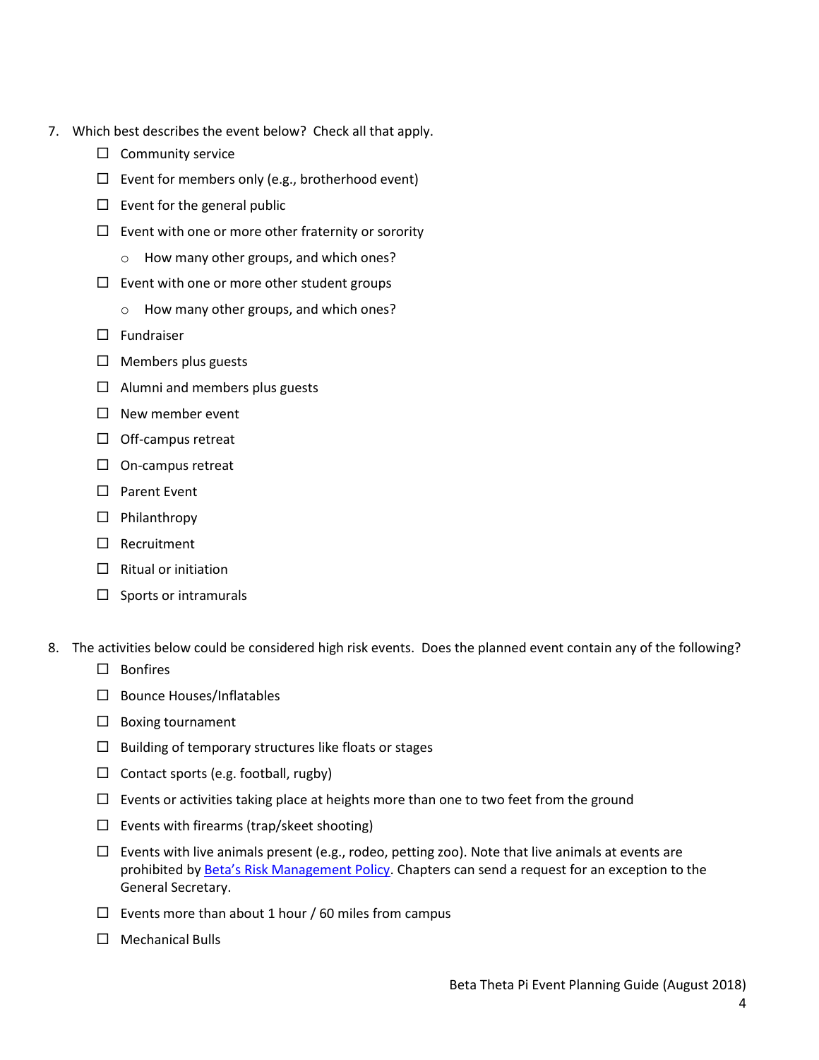7. Which best describes the event below? Check all that apply.
   - ☐ Community service
   - ☐ Event for members only (e.g., brotherhood event)
   - ☐ Event for the general public
   - ☐ Event with one or more other fraternity or sorority
     - How many other groups, and which ones?
   - ☐ Event with one or more other student groups
     - How many other groups, and which ones?
   - ☐ Fundraiser
   - ☐ Members plus guests
   - ☐ Alumni and members plus guests
   - ☐ New member event
   - ☐ Off-campus retreat
   - ☐ On-campus retreat
   - ☐ Parent Event
   - ☐ Philanthropy
   - ☐ Recruitment
   - ☐ Ritual or initiation
   - ☐ Sports or intramurals

8. The activities below could be considered high risk events. Does the planned event contain any of the following?
   - ☐ Bonfires
   - ☐ Bounce Houses/Inflatables
   - ☐ Boxing tournament
   - ☐ Building of temporary structures like floats or stages
   - ☐ Contact sports (e.g. football, rugby)
   - ☐ Events or activities taking place at heights more than one to two feet from the ground
   - ☐ Events with firearms (trap/skeet shooting)
   - ☐ Events with live animals present (e.g., rodeo, petting zoo). Note that live animals at events are prohibited by [Beta's Risk Management Policy](). Chapters can send a request for an exception to the General Secretary.
   - ☐ Events more than about 1 hour / 60 miles from campus
   - ☐ Mechanical Bulls

Beta Theta Pi Event Planning Guide (August 2018)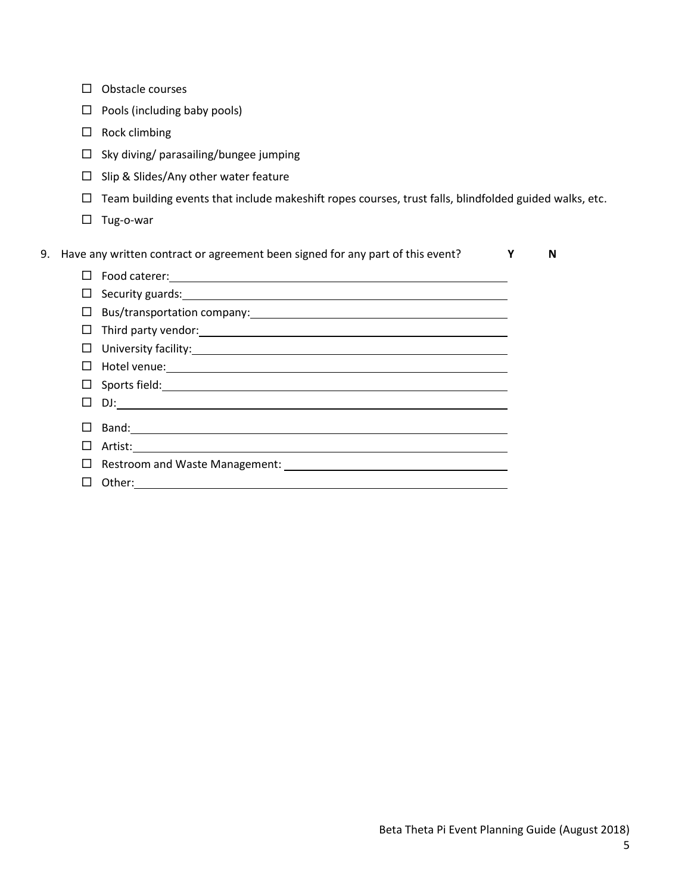- ☐ Obstacle courses
- ☐ Pools (including baby pools)
- ☐ Rock climbing
- ☐ Sky diving/ parasailing/bungee jumping
- ☐ Slip & Slides/Any other water feature
- ☐ Team building events that include makeshift ropes courses, trust falls, blindfolded guided walks, etc.
- ☐ Tug-o-war

9. Have any written contract or agreement been signed for any part of this event? **Y** **N**

   - ☐ Food caterer: ______________________________
   - ☐ Security guards: ______________________________
   - ☐ Bus/transportation company: ______________________________
   - ☐ Third party vendor: ______________________________
   - ☐ University facility: ______________________________
   - ☐ Hotel venue: ______________________________
   - ☐ Sports field: ______________________________
   - ☐ DJ: ______________________________
   - ☐ Band: ______________________________
   - ☐ Artist: ______________________________
   - ☐ Restroom and Waste Management: ______________________________
   - ☐ Other: ______________________________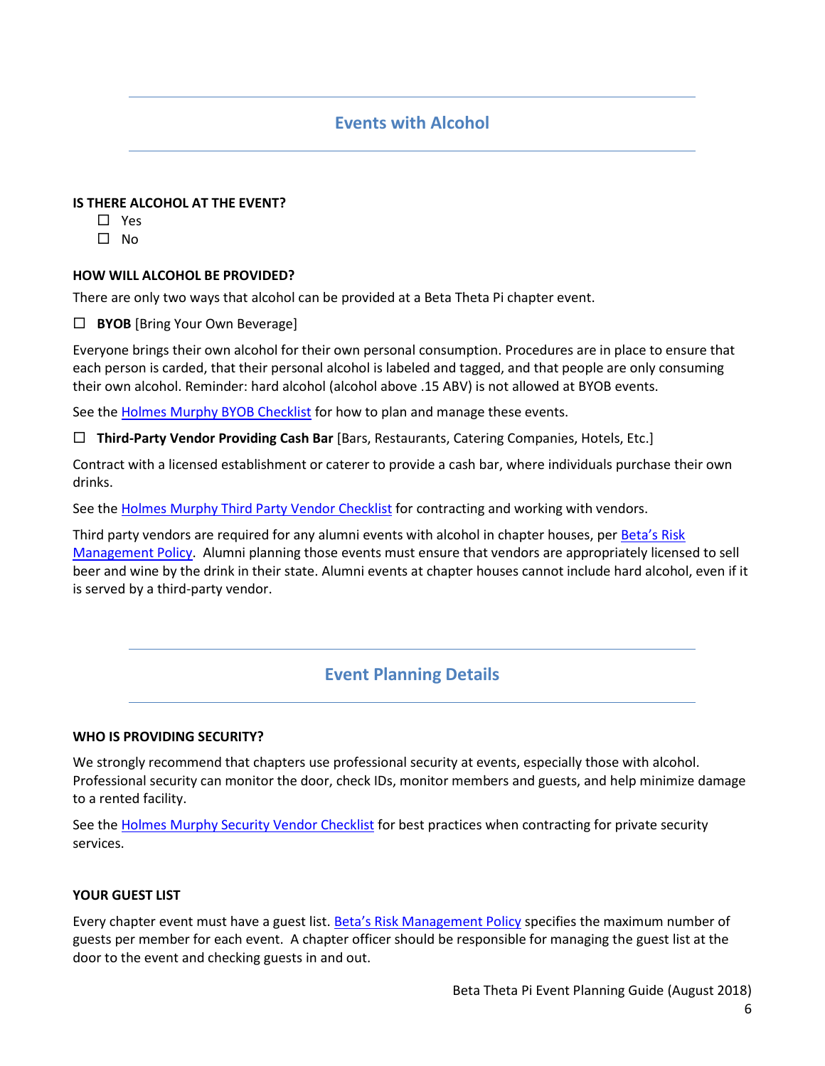## Events with Alcohol

**IS THERE ALCOHOL AT THE EVENT?**

- ☐ Yes
- ☐ No

**HOW WILL ALCOHOL BE PROVIDED?**

There are only two ways that alcohol can be provided at a Beta Theta Pi chapter event.

☐ **BYOB** [Bring Your Own Beverage]

Everyone brings their own alcohol for their own personal consumption. Procedures are in place to ensure that each person is carded, that their personal alcohol is labeled and tagged, and that people are only consuming their own alcohol. Reminder: hard alcohol (alcohol above .15 ABV) is not allowed at BYOB events.

See the Holmes Murphy BYOB Checklist for how to plan and manage these events.

☐ **Third-Party Vendor Providing Cash Bar** [Bars, Restaurants, Catering Companies, Hotels, Etc.]

Contract with a licensed establishment or caterer to provide a cash bar, where individuals purchase their own drinks.

See the Holmes Murphy Third Party Vendor Checklist for contracting and working with vendors.

Third party vendors are required for any alumni events with alcohol in chapter houses, per Beta's Risk Management Policy. Alumni planning those events must ensure that vendors are appropriately licensed to sell beer and wine by the drink in their state. Alumni events at chapter houses cannot include hard alcohol, even if it is served by a third-party vendor.

## Event Planning Details

**WHO IS PROVIDING SECURITY?**

We strongly recommend that chapters use professional security at events, especially those with alcohol. Professional security can monitor the door, check IDs, monitor members and guests, and help minimize damage to a rented facility.

See the Holmes Murphy Security Vendor Checklist for best practices when contracting for private security services.

**YOUR GUEST LIST**

Every chapter event must have a guest list. Beta's Risk Management Policy specifies the maximum number of guests per member for each event. A chapter officer should be responsible for managing the guest list at the door to the event and checking guests in and out.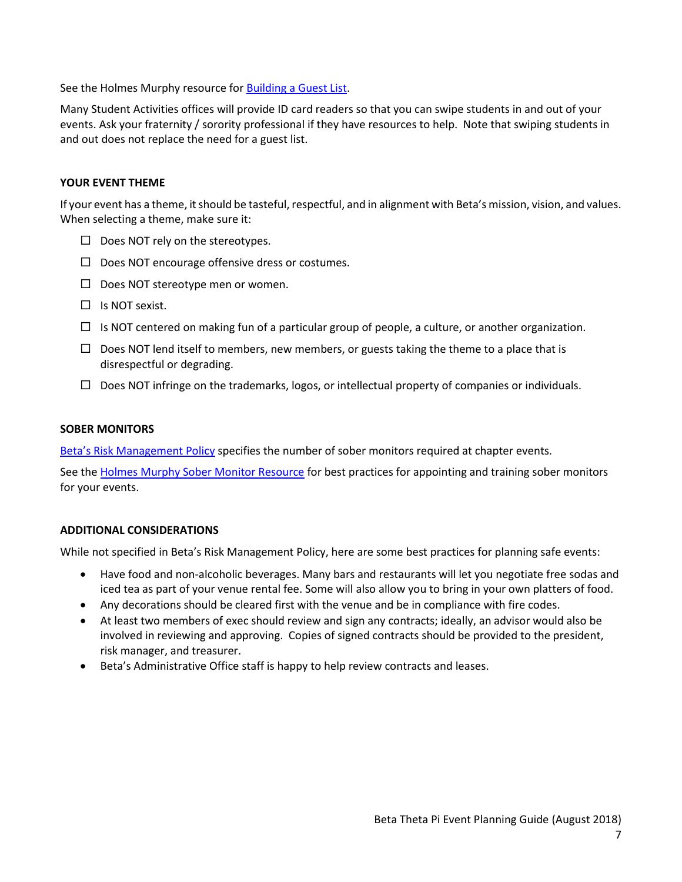See the Holmes Murphy resource for [Building a Guest List](#).

Many Student Activities offices will provide ID card readers so that you can swipe students in and out of your events. Ask your fraternity / sorority professional if they have resources to help. Note that swiping students in and out does not replace the need for a guest list.

**YOUR EVENT THEME**

If your event has a theme, it should be tasteful, respectful, and in alignment with Beta's mission, vision, and values. When selecting a theme, make sure it:

- [ ] Does NOT rely on the stereotypes.
- [ ] Does NOT encourage offensive dress or costumes.
- [ ] Does NOT stereotype men or women.
- [ ] Is NOT sexist.
- [ ] Is NOT centered on making fun of a particular group of people, a culture, or another organization.
- [ ] Does NOT lend itself to members, new members, or guests taking the theme to a place that is disrespectful or degrading.
- [ ] Does NOT infringe on the trademarks, logos, or intellectual property of companies or individuals.

**SOBER MONITORS**

[Beta's Risk Management Policy](#) specifies the number of sober monitors required at chapter events.

See the [Holmes Murphy Sober Monitor Resource](#) for best practices for appointing and training sober monitors for your events.

**ADDITIONAL CONSIDERATIONS**

While not specified in Beta's Risk Management Policy, here are some best practices for planning safe events:

- Have food and non-alcoholic beverages. Many bars and restaurants will let you negotiate free sodas and iced tea as part of your venue rental fee. Some will also allow you to bring in your own platters of food.
- Any decorations should be cleared first with the venue and be in compliance with fire codes.
- At least two members of exec should review and sign any contracts; ideally, an advisor would also be involved in reviewing and approving. Copies of signed contracts should be provided to the president, risk manager, and treasurer.
- Beta's Administrative Office staff is happy to help review contracts and leases.